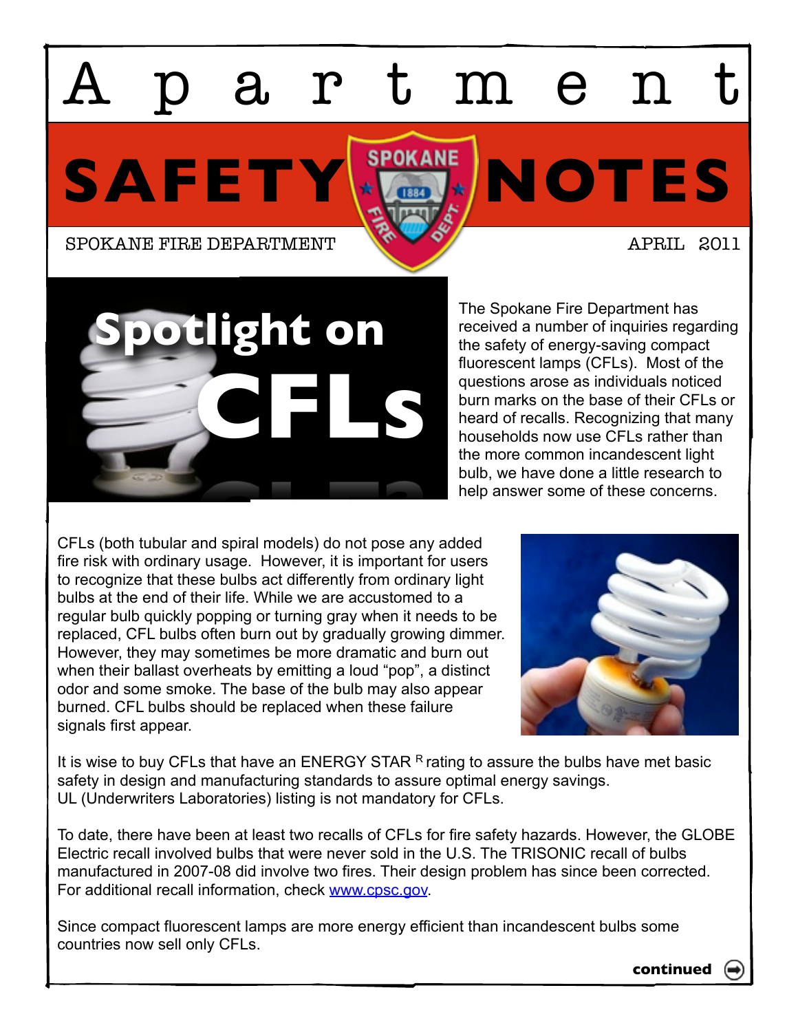# Apartment SAFETY NOTES

SPOKANE FIRE DEPARTMENT

APRIL 2011

## Spotlight on CFLs

The Spokane Fire Department has received a number of inquiries regarding the safety of energy-saving compact fluorescent lamps (CFLs). Most of the questions arose as individuals noticed burn marks on the base of their CFLs or heard of recalls. Recognizing that many households now use CFLs rather than the more common incandescent light bulb, we have done a little research to help answer some of these concerns.

CFLs (both tubular and spiral models) do not pose any added fire risk with ordinary usage. However, it is important for users to recognize that these bulbs act differently from ordinary light bulbs at the end of their life. While we are accustomed to a regular bulb quickly popping or turning gray when it needs to be replaced, CFL bulbs often burn out by gradually growing dimmer. However, they may sometimes be more dramatic and burn out when their ballast overheats by emitting a loud "pop", a distinct odor and some smoke. The base of the bulb may also appear burned. CFL bulbs should be replaced when these failure signals first appear.

It is wise to buy CFLs that have an ENERGY STAR ® rating to assure the bulbs have met basic safety in design and manufacturing standards to assure optimal energy savings. UL (Underwriters Laboratories) listing is not mandatory for CFLs.

To date, there have been at least two recalls of CFLs for fire safety hazards. However, the GLOBE Electric recall involved bulbs that were never sold in the U.S. The TRISONIC recall of bulbs manufactured in 2007-08 did involve two fires. Their design problem has since been corrected. For additional recall information, check www.cpsc.gov.

Since compact fluorescent lamps are more energy efficient than incandescent bulbs some countries now sell only CFLs.

**continued**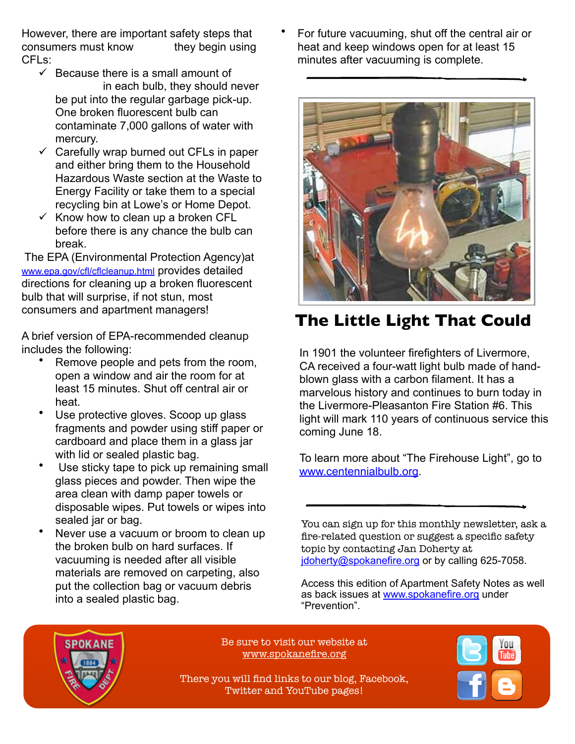However, there are important safety steps that consumers must know they begin using CFLs:

- ✓ Because there is a small amount of in each bulb, they should never be put into the regular garbage pick-up. One broken fluorescent bulb can contaminate 7,000 gallons of water with mercury.
- ✓ Carefully wrap burned out CFLs in paper and either bring them to the Household Hazardous Waste section at the Waste to Energy Facility or take them to a special recycling bin at Lowe's or Home Depot.
- ✓ Know how to clean up a broken CFL before there is any chance the bulb can break.

The EPA (Environmental Protection Agency)at www.epa.gov/cfl/cflcleanup.html provides detailed directions for cleaning up a broken fluorescent bulb that will surprise, if not stun, most consumers and apartment managers!

A brief version of EPA-recommended cleanup includes the following:

- Remove people and pets from the room, open a window and air the room for at least 15 minutes. Shut off central air or heat.
- Use protective gloves. Scoop up glass fragments and powder using stiff paper or cardboard and place them in a glass jar with lid or sealed plastic bag.
- Use sticky tape to pick up remaining small glass pieces and powder. Then wipe the area clean with damp paper towels or disposable wipes. Put towels or wipes into sealed jar or bag.
- Never use a vacuum or broom to clean up the broken bulb on hard surfaces. If vacuuming is needed after all visible materials are removed on carpeting, also put the collection bag or vacuum debris into a sealed plastic bag.
- For future vacuuming, shut off the central air or heat and keep windows open for at least 15 minutes after vacuuming is complete.

---

## The Little Light That Could

In 1901 the volunteer firefighters of Livermore, CA received a four-watt light bulb made of hand-blown glass with a carbon filament. It has a marvelous history and continues to burn today in the Livermore-Pleasanton Fire Station #6. This light will mark 110 years of continuous service this coming June 18.

To learn more about "The Firehouse Light", go to www.centennialbulb.org.

---

You can sign up for this monthly newsletter, ask a fire-related question or suggest a specific safety topic by contacting Jan Doherty at jdoherty@spokanefire.org or by calling 625-7058.

Access this edition of Apartment Safety Notes as well as back issues at www.spokanefire.org under "Prevention".

SPOKANE FIRE DEPT. 1884

Be sure to visit our website at www.spokanefire.org

There you will find links to our blog, Facebook, Twitter and YouTube pages!